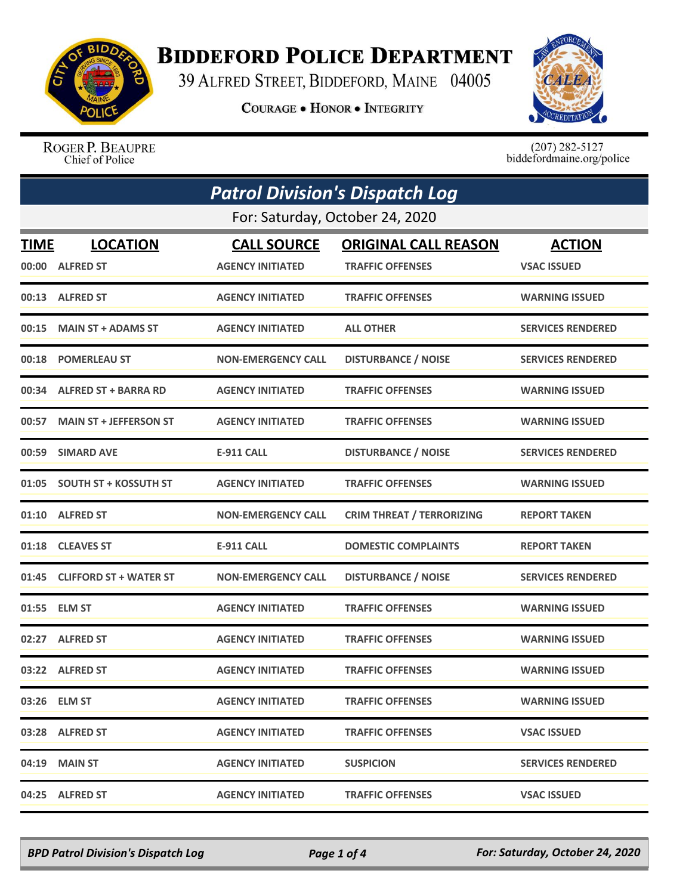# Biddeford Police Department

39 Alfred Street, Biddeford, Maine 04005

**Courage • Honor • Integrity**

Roger P. Beaupre
Chief of Police

(207) 282-5127
biddefordmaine.org/police

## *Patrol Division's Dispatch Log*

For: Saturday, October 24, 2020

| TIME | LOCATION | CALL SOURCE | ORIGINAL CALL REASON | ACTION |
|---|---|---|---|---|
| 00:00 | ALFRED ST | AGENCY INITIATED | TRAFFIC OFFENSES | VSAC ISSUED |
| 00:13 | ALFRED ST | AGENCY INITIATED | TRAFFIC OFFENSES | WARNING ISSUED |
| 00:15 | MAIN ST + ADAMS ST | AGENCY INITIATED | ALL OTHER | SERVICES RENDERED |
| 00:18 | POMERLEAU ST | NON-EMERGENCY CALL | DISTURBANCE / NOISE | SERVICES RENDERED |
| 00:34 | ALFRED ST + BARRA RD | AGENCY INITIATED | TRAFFIC OFFENSES | WARNING ISSUED |
| 00:57 | MAIN ST + JEFFERSON ST | AGENCY INITIATED | TRAFFIC OFFENSES | WARNING ISSUED |
| 00:59 | SIMARD AVE | E-911 CALL | DISTURBANCE / NOISE | SERVICES RENDERED |
| 01:05 | SOUTH ST + KOSSUTH ST | AGENCY INITIATED | TRAFFIC OFFENSES | WARNING ISSUED |
| 01:10 | ALFRED ST | NON-EMERGENCY CALL | CRIM THREAT / TERRORIZING | REPORT TAKEN |
| 01:18 | CLEAVES ST | E-911 CALL | DOMESTIC COMPLAINTS | REPORT TAKEN |
| 01:45 | CLIFFORD ST + WATER ST | NON-EMERGENCY CALL | DISTURBANCE / NOISE | SERVICES RENDERED |
| 01:55 | ELM ST | AGENCY INITIATED | TRAFFIC OFFENSES | WARNING ISSUED |
| 02:27 | ALFRED ST | AGENCY INITIATED | TRAFFIC OFFENSES | WARNING ISSUED |
| 03:22 | ALFRED ST | AGENCY INITIATED | TRAFFIC OFFENSES | WARNING ISSUED |
| 03:26 | ELM ST | AGENCY INITIATED | TRAFFIC OFFENSES | WARNING ISSUED |
| 03:28 | ALFRED ST | AGENCY INITIATED | TRAFFIC OFFENSES | VSAC ISSUED |
| 04:19 | MAIN ST | AGENCY INITIATED | SUSPICION | SERVICES RENDERED |
| 04:25 | ALFRED ST | AGENCY INITIATED | TRAFFIC OFFENSES | VSAC ISSUED |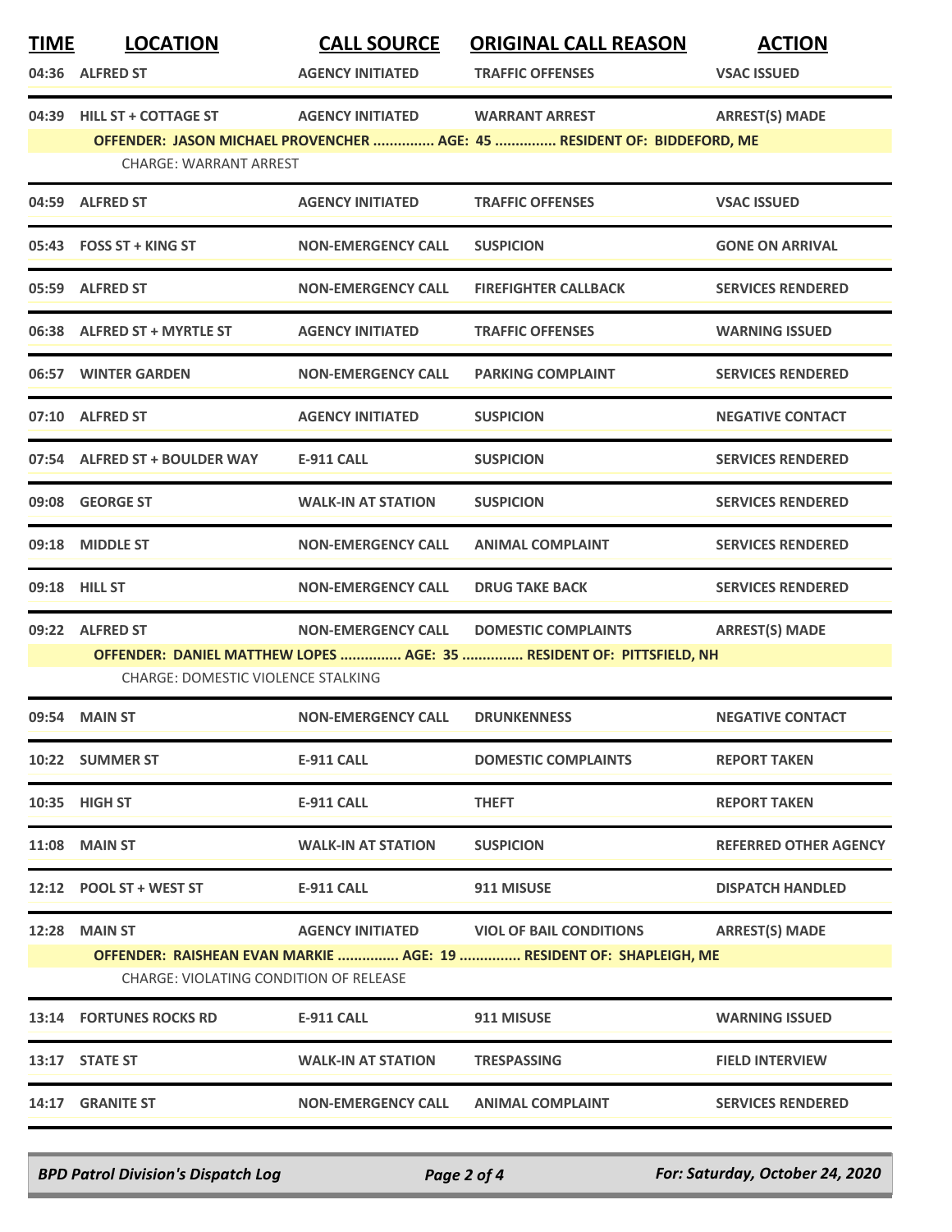| TIME | LOCATION | CALL SOURCE | ORIGINAL CALL REASON | ACTION |
|---|---|---|---|---|
| 04:36 | ALFRED ST | AGENCY INITIATED | TRAFFIC OFFENSES | VSAC ISSUED |
| 04:39 | HILL ST + COTTAGE ST | AGENCY INITIATED | WARRANT ARREST | ARREST(S) MADE |
| | OFFENDER: JASON MICHAEL PROVENCHER ............... AGE: 45 ............... RESIDENT OF: BIDDEFORD, ME | | | |
| | CHARGE: WARRANT ARREST | | | |
| 04:59 | ALFRED ST | AGENCY INITIATED | TRAFFIC OFFENSES | VSAC ISSUED |
| 05:43 | FOSS ST + KING ST | NON-EMERGENCY CALL | SUSPICION | GONE ON ARRIVAL |
| 05:59 | ALFRED ST | NON-EMERGENCY CALL | FIREFIGHTER CALLBACK | SERVICES RENDERED |
| 06:38 | ALFRED ST + MYRTLE ST | AGENCY INITIATED | TRAFFIC OFFENSES | WARNING ISSUED |
| 06:57 | WINTER GARDEN | NON-EMERGENCY CALL | PARKING COMPLAINT | SERVICES RENDERED |
| 07:10 | ALFRED ST | AGENCY INITIATED | SUSPICION | NEGATIVE CONTACT |
| 07:54 | ALFRED ST + BOULDER WAY | E-911 CALL | SUSPICION | SERVICES RENDERED |
| 09:08 | GEORGE ST | WALK-IN AT STATION | SUSPICION | SERVICES RENDERED |
| 09:18 | MIDDLE ST | NON-EMERGENCY CALL | ANIMAL COMPLAINT | SERVICES RENDERED |
| 09:18 | HILL ST | NON-EMERGENCY CALL | DRUG TAKE BACK | SERVICES RENDERED |
| 09:22 | ALFRED ST | NON-EMERGENCY CALL | DOMESTIC COMPLAINTS | ARREST(S) MADE |
| | OFFENDER: DANIEL MATTHEW LOPES ............... AGE: 35 ............... RESIDENT OF: PITTSFIELD, NH | | | |
| | CHARGE: DOMESTIC VIOLENCE STALKING | | | |
| 09:54 | MAIN ST | NON-EMERGENCY CALL | DRUNKENNESS | NEGATIVE CONTACT |
| 10:22 | SUMMER ST | E-911 CALL | DOMESTIC COMPLAINTS | REPORT TAKEN |
| 10:35 | HIGH ST | E-911 CALL | THEFT | REPORT TAKEN |
| 11:08 | MAIN ST | WALK-IN AT STATION | SUSPICION | REFERRED OTHER AGENCY |
| 12:12 | POOL ST + WEST ST | E-911 CALL | 911 MISUSE | DISPATCH HANDLED |
| 12:28 | MAIN ST | AGENCY INITIATED | VIOL OF BAIL CONDITIONS | ARREST(S) MADE |
| | OFFENDER: RAISHEAN EVAN MARKIE ............... AGE: 19 ............... RESIDENT OF: SHAPLEIGH, ME | | | |
| | CHARGE: VIOLATING CONDITION OF RELEASE | | | |
| 13:14 | FORTUNES ROCKS RD | E-911 CALL | 911 MISUSE | WARNING ISSUED |
| 13:17 | STATE ST | WALK-IN AT STATION | TRESPASSING | FIELD INTERVIEW |
| 14:17 | GRANITE ST | NON-EMERGENCY CALL | ANIMAL COMPLAINT | SERVICES RENDERED |

*BPD Patrol Division's Dispatch Log* — *For: Saturday, October 24, 2020*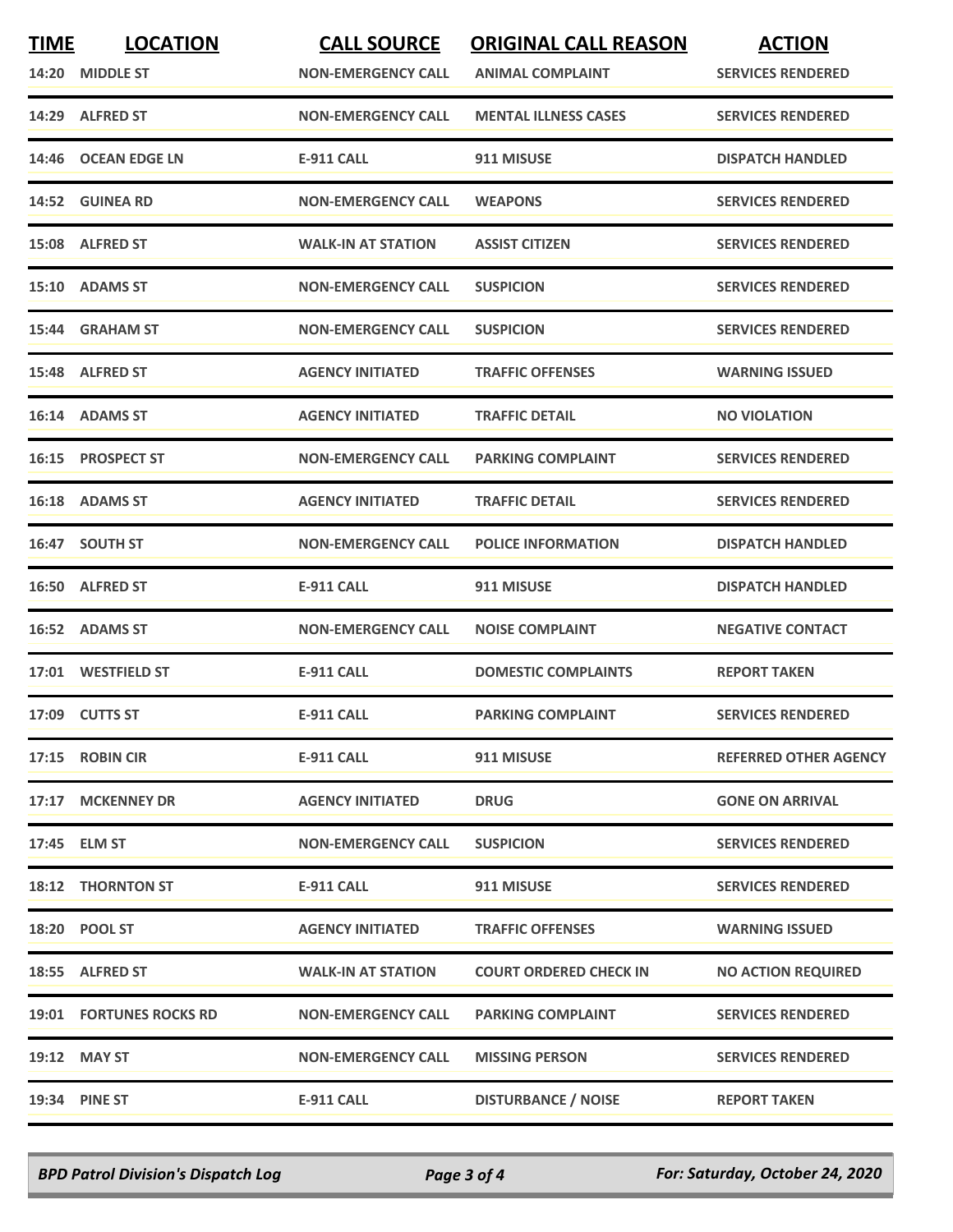| TIME | LOCATION | CALL SOURCE | ORIGINAL CALL REASON | ACTION |
|---|---|---|---|---|
| 14:20 | MIDDLE ST | NON-EMERGENCY CALL | ANIMAL COMPLAINT | SERVICES RENDERED |
| 14:29 | ALFRED ST | NON-EMERGENCY CALL | MENTAL ILLNESS CASES | SERVICES RENDERED |
| 14:46 | OCEAN EDGE LN | E-911 CALL | 911 MISUSE | DISPATCH HANDLED |
| 14:52 | GUINEA RD | NON-EMERGENCY CALL | WEAPONS | SERVICES RENDERED |
| 15:08 | ALFRED ST | WALK-IN AT STATION | ASSIST CITIZEN | SERVICES RENDERED |
| 15:10 | ADAMS ST | NON-EMERGENCY CALL | SUSPICION | SERVICES RENDERED |
| 15:44 | GRAHAM ST | NON-EMERGENCY CALL | SUSPICION | SERVICES RENDERED |
| 15:48 | ALFRED ST | AGENCY INITIATED | TRAFFIC OFFENSES | WARNING ISSUED |
| 16:14 | ADAMS ST | AGENCY INITIATED | TRAFFIC DETAIL | NO VIOLATION |
| 16:15 | PROSPECT ST | NON-EMERGENCY CALL | PARKING COMPLAINT | SERVICES RENDERED |
| 16:18 | ADAMS ST | AGENCY INITIATED | TRAFFIC DETAIL | SERVICES RENDERED |
| 16:47 | SOUTH ST | NON-EMERGENCY CALL | POLICE INFORMATION | DISPATCH HANDLED |
| 16:50 | ALFRED ST | E-911 CALL | 911 MISUSE | DISPATCH HANDLED |
| 16:52 | ADAMS ST | NON-EMERGENCY CALL | NOISE COMPLAINT | NEGATIVE CONTACT |
| 17:01 | WESTFIELD ST | E-911 CALL | DOMESTIC COMPLAINTS | REPORT TAKEN |
| 17:09 | CUTTS ST | E-911 CALL | PARKING COMPLAINT | SERVICES RENDERED |
| 17:15 | ROBIN CIR | E-911 CALL | 911 MISUSE | REFERRED OTHER AGENCY |
| 17:17 | MCKENNEY DR | AGENCY INITIATED | DRUG | GONE ON ARRIVAL |
| 17:45 | ELM ST | NON-EMERGENCY CALL | SUSPICION | SERVICES RENDERED |
| 18:12 | THORNTON ST | E-911 CALL | 911 MISUSE | SERVICES RENDERED |
| 18:20 | POOL ST | AGENCY INITIATED | TRAFFIC OFFENSES | WARNING ISSUED |
| 18:55 | ALFRED ST | WALK-IN AT STATION | COURT ORDERED CHECK IN | NO ACTION REQUIRED |
| 19:01 | FORTUNES ROCKS RD | NON-EMERGENCY CALL | PARKING COMPLAINT | SERVICES RENDERED |
| 19:12 | MAY ST | NON-EMERGENCY CALL | MISSING PERSON | SERVICES RENDERED |
| 19:34 | PINE ST | E-911 CALL | DISTURBANCE / NOISE | REPORT TAKEN |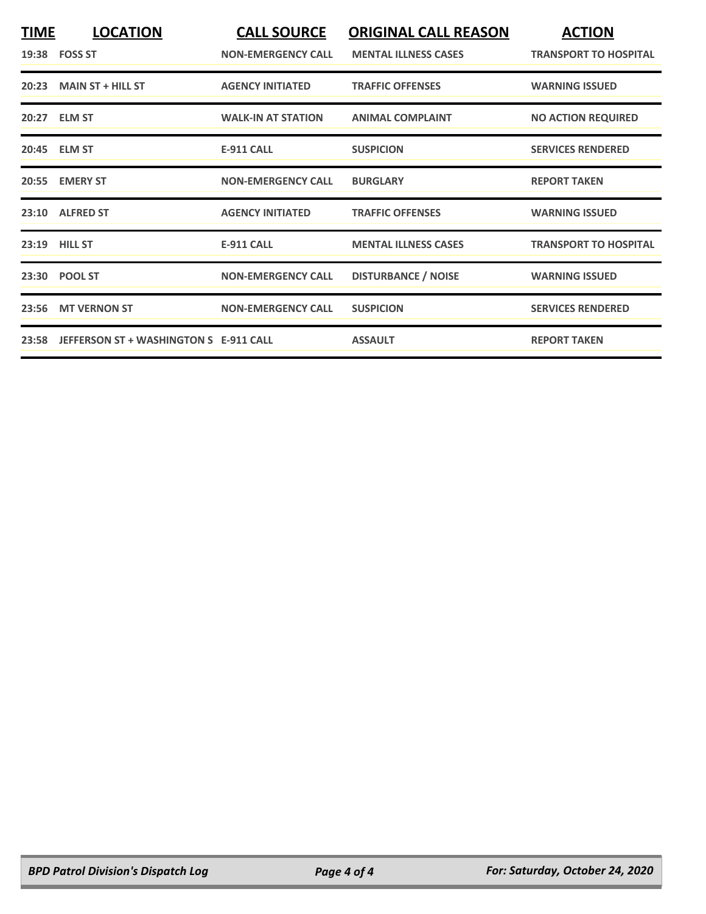| TIME | LOCATION | CALL SOURCE | ORIGINAL CALL REASON | ACTION |
| --- | --- | --- | --- | --- |
| 19:38 | FOSS ST | NON-EMERGENCY CALL | MENTAL ILLNESS CASES | TRANSPORT TO HOSPITAL |
| 20:23 | MAIN ST + HILL ST | AGENCY INITIATED | TRAFFIC OFFENSES | WARNING ISSUED |
| 20:27 | ELM ST | WALK-IN AT STATION | ANIMAL COMPLAINT | NO ACTION REQUIRED |
| 20:45 | ELM ST | E-911 CALL | SUSPICION | SERVICES RENDERED |
| 20:55 | EMERY ST | NON-EMERGENCY CALL | BURGLARY | REPORT TAKEN |
| 23:10 | ALFRED ST | AGENCY INITIATED | TRAFFIC OFFENSES | WARNING ISSUED |
| 23:19 | HILL ST | E-911 CALL | MENTAL ILLNESS CASES | TRANSPORT TO HOSPITAL |
| 23:30 | POOL ST | NON-EMERGENCY CALL | DISTURBANCE / NOISE | WARNING ISSUED |
| 23:56 | MT VERNON ST | NON-EMERGENCY CALL | SUSPICION | SERVICES RENDERED |
| 23:58 | JEFFERSON ST + WASHINGTON S | E-911 CALL | ASSAULT | REPORT TAKEN |